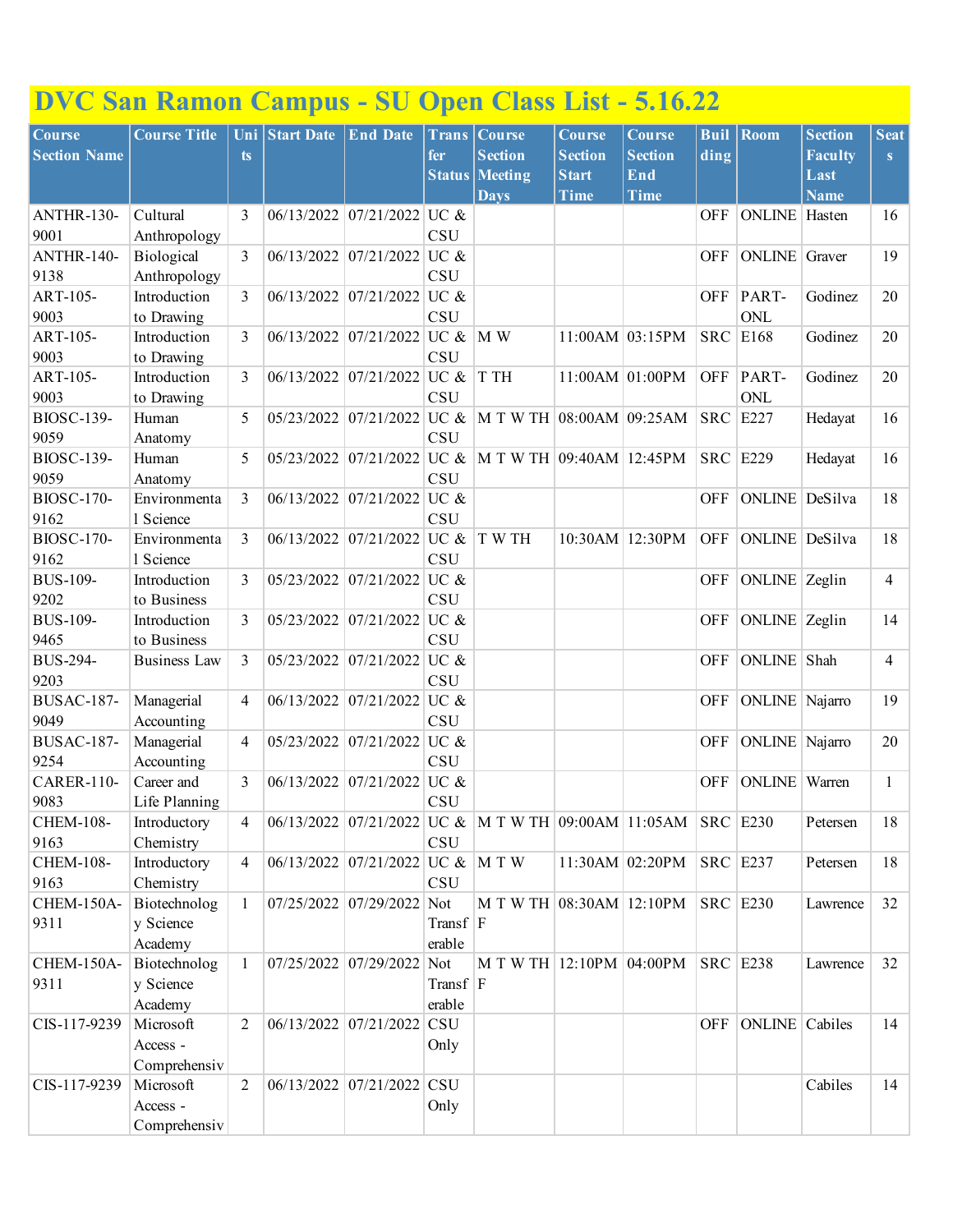# DVC San Ramon Campus - SU Open Class List - 5.16.22

| Course Section Name | Course Title | Units | Start Date | End Date | Transfer Status | Course Section Meeting Days | Course Section Start Time | Course Section End Time | Building | Room | Section Faculty Last Name | Seats |
|---|---|---|---|---|---|---|---|---|---|---|---|---|
| ANTHR-130-9001 | Cultural Anthropology | 3 | 06/13/2022 | 07/21/2022 | UC & CSU | | | | OFF | ONLINE | Hasten | 16 |
| ANTHR-140-9138 | Biological Anthropology | 3 | 06/13/2022 | 07/21/2022 | UC & CSU | | | | OFF | ONLINE | Graver | 19 |
| ART-105-9003 | Introduction to Drawing | 3 | 06/13/2022 | 07/21/2022 | UC & CSU | | | | OFF | PART-ONL | Godinez | 20 |
| ART-105-9003 | Introduction to Drawing | 3 | 06/13/2022 | 07/21/2022 | UC & CSU | M W | 11:00AM | 03:15PM | SRC | E168 | Godinez | 20 |
| ART-105-9003 | Introduction to Drawing | 3 | 06/13/2022 | 07/21/2022 | UC & CSU | T TH | 11:00AM | 01:00PM | OFF | PART-ONL | Godinez | 20 |
| BIOSC-139-9059 | Human Anatomy | 5 | 05/23/2022 | 07/21/2022 | UC & CSU | M T W TH | 08:00AM | 09:25AM | SRC | E227 | Hedayat | 16 |
| BIOSC-139-9059 | Human Anatomy | 5 | 05/23/2022 | 07/21/2022 | UC & CSU | M T W TH | 09:40AM | 12:45PM | SRC | E229 | Hedayat | 16 |
| BIOSC-170-9162 | Environmental Science | 3 | 06/13/2022 | 07/21/2022 | UC & CSU | | | | OFF | ONLINE | DeSilva | 18 |
| BIOSC-170-9162 | Environmental Science | 3 | 06/13/2022 | 07/21/2022 | UC & CSU | T W TH | 10:30AM | 12:30PM | OFF | ONLINE | DeSilva | 18 |
| BUS-109-9202 | Introduction to Business | 3 | 05/23/2022 | 07/21/2022 | UC & CSU | | | | OFF | ONLINE | Zeglin | 4 |
| BUS-109-9465 | Introduction to Business | 3 | 05/23/2022 | 07/21/2022 | UC & CSU | | | | OFF | ONLINE | Zeglin | 14 |
| BUS-294-9203 | Business Law | 3 | 05/23/2022 | 07/21/2022 | UC & CSU | | | | OFF | ONLINE | Shah | 4 |
| BUSAC-187-9049 | Managerial Accounting | 4 | 06/13/2022 | 07/21/2022 | UC & CSU | | | | OFF | ONLINE | Najarro | 19 |
| BUSAC-187-9254 | Managerial Accounting | 4 | 05/23/2022 | 07/21/2022 | UC & CSU | | | | OFF | ONLINE | Najarro | 20 |
| CARER-110-9083 | Career and Life Planning | 3 | 06/13/2022 | 07/21/2022 | UC & CSU | | | | OFF | ONLINE | Warren | 1 |
| CHEM-108-9163 | Introductory Chemistry | 4 | 06/13/2022 | 07/21/2022 | UC & CSU | M T W TH | 09:00AM | 11:05AM | SRC | E230 | Petersen | 18 |
| CHEM-108-9163 | Introductory Chemistry | 4 | 06/13/2022 | 07/21/2022 | UC & CSU | M T W | 11:30AM | 02:20PM | SRC | E237 | Petersen | 18 |
| CHEM-150A-9311 | Biotechnology Science Academy | 1 | 07/25/2022 | 07/29/2022 | Not Transferable | M T W TH F | 08:30AM | 12:10PM | SRC | E230 | Lawrence | 32 |
| CHEM-150A-9311 | Biotechnology Science Academy | 1 | 07/25/2022 | 07/29/2022 | Not Transferable | M T W TH F | 12:10PM | 04:00PM | SRC | E238 | Lawrence | 32 |
| CIS-117-9239 | Microsoft Access - Comprehensiv | 2 | 06/13/2022 | 07/21/2022 | CSU Only | | | | OFF | ONLINE | Cabiles | 14 |
| CIS-117-9239 | Microsoft Access - Comprehensiv | 2 | 06/13/2022 | 07/21/2022 | CSU Only | | | | | | Cabiles | 14 |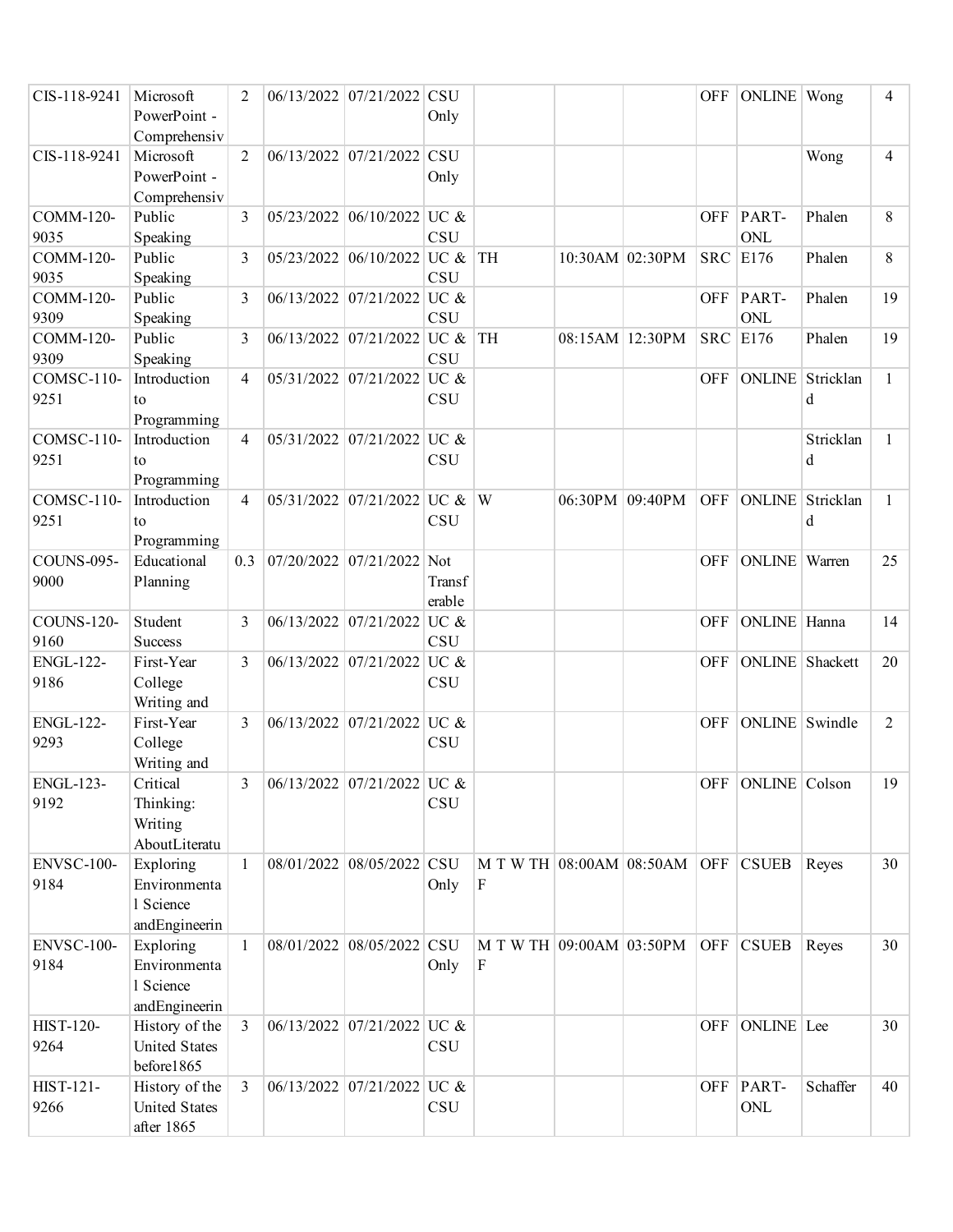| | | | | | | | | | | | | |
|---|---|---|---|---|---|---|---|---|---|---|---|---|
| CIS-118-9241 | Microsoft PowerPoint - Comprehensiv | 2 | 06/13/2022 | 07/21/2022 | CSU Only | | | | OFF | ONLINE | Wong | 4 |
| CIS-118-9241 | Microsoft PowerPoint - Comprehensiv | 2 | 06/13/2022 | 07/21/2022 | CSU Only | | | | | | Wong | 4 |
| COMM-120-9035 | Public Speaking | 3 | 05/23/2022 | 06/10/2022 | UC & CSU | | | | OFF | PART-ONL | Phalen | 8 |
| COMM-120-9035 | Public Speaking | 3 | 05/23/2022 | 06/10/2022 | UC & CSU | TH | 10:30AM | 02:30PM | SRC | E176 | Phalen | 8 |
| COMM-120-9309 | Public Speaking | 3 | 06/13/2022 | 07/21/2022 | UC & CSU | | | | OFF | PART-ONL | Phalen | 19 |
| COMM-120-9309 | Public Speaking | 3 | 06/13/2022 | 07/21/2022 | UC & CSU | TH | 08:15AM | 12:30PM | SRC | E176 | Phalen | 19 |
| COMSC-110-9251 | Introduction to Programming | 4 | 05/31/2022 | 07/21/2022 | UC & CSU | | | | OFF | ONLINE | Strickland | 1 |
| COMSC-110-9251 | Introduction to Programming | 4 | 05/31/2022 | 07/21/2022 | UC & CSU | | | | | | Strickland | 1 |
| COMSC-110-9251 | Introduction to Programming | 4 | 05/31/2022 | 07/21/2022 | UC & CSU | W | 06:30PM | 09:40PM | OFF | ONLINE | Strickland | 1 |
| COUNS-095-9000 | Educational Planning | 0.3 | 07/20/2022 | 07/21/2022 | Not Transferable | | | | OFF | ONLINE | Warren | 25 |
| COUNS-120-9160 | Student Success | 3 | 06/13/2022 | 07/21/2022 | UC & CSU | | | | OFF | ONLINE | Hanna | 14 |
| ENGL-122-9186 | First-Year College Writing and | 3 | 06/13/2022 | 07/21/2022 | UC & CSU | | | | OFF | ONLINE | Shackett | 20 |
| ENGL-122-9293 | First-Year College Writing and | 3 | 06/13/2022 | 07/21/2022 | UC & CSU | | | | OFF | ONLINE | Swindle | 2 |
| ENGL-123-9192 | Critical Thinking: Writing AboutLiteratu | 3 | 06/13/2022 | 07/21/2022 | UC & CSU | | | | OFF | ONLINE | Colson | 19 |
| ENVSC-100-9184 | Exploring Environmental Science andEngineerin | 1 | 08/01/2022 | 08/05/2022 | CSU Only | M T W TH F | 08:00AM | 08:50AM | OFF | CSUEB | Reyes | 30 |
| ENVSC-100-9184 | Exploring Environmental Science andEngineerin | 1 | 08/01/2022 | 08/05/2022 | CSU Only | M T W TH F | 09:00AM | 03:50PM | OFF | CSUEB | Reyes | 30 |
| HIST-120-9264 | History of the United States before1865 | 3 | 06/13/2022 | 07/21/2022 | UC & CSU | | | | OFF | ONLINE | Lee | 30 |
| HIST-121-9266 | History of the United States after 1865 | 3 | 06/13/2022 | 07/21/2022 | UC & CSU | | | | OFF | PART-ONL | Schaffer | 40 |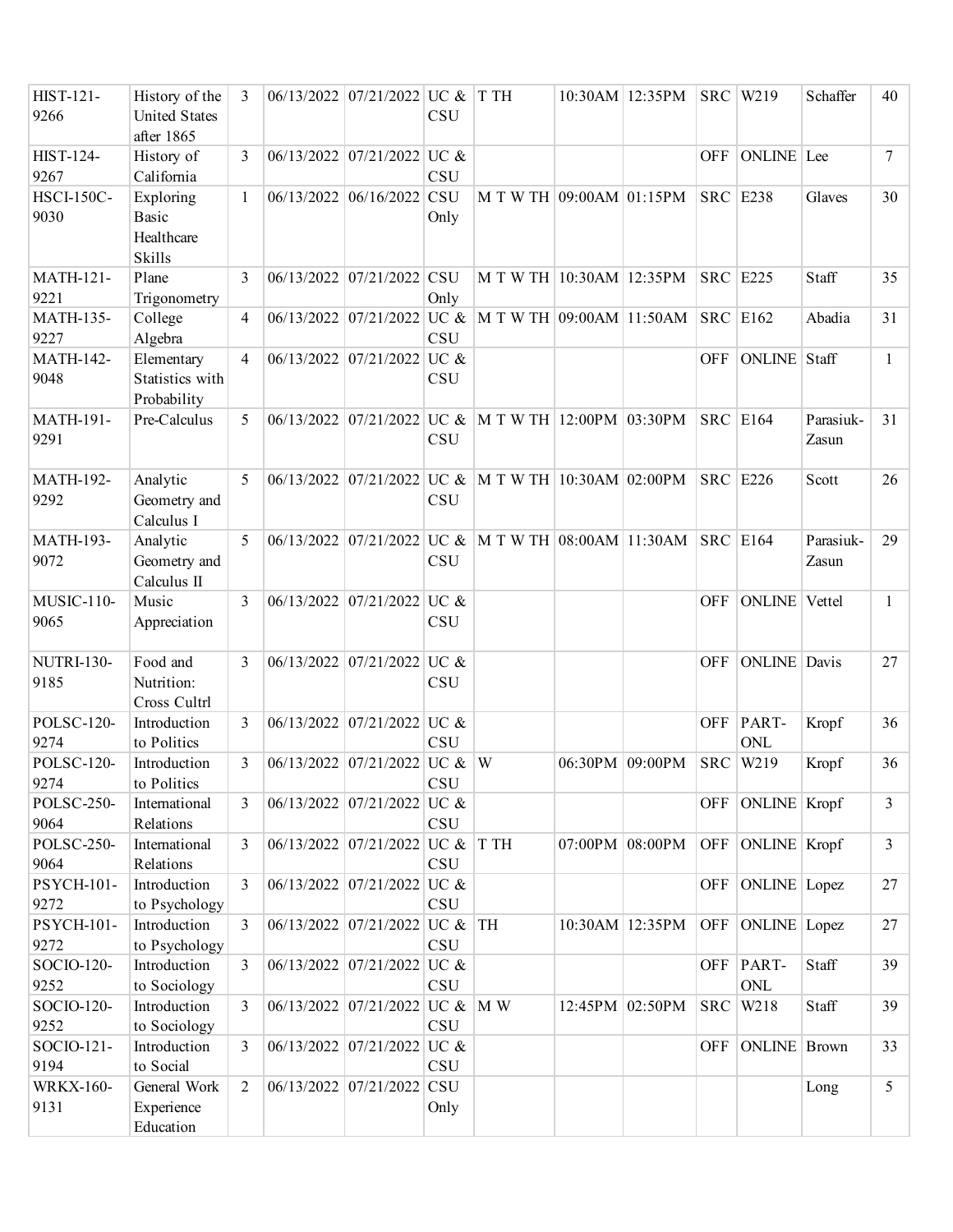| | | | | | | | | | | | | |
|---|---|---|---|---|---|---|---|---|---|---|---|---|
| HIST-121-9266 | History of the United States after 1865 | 3 | 06/13/2022 | 07/21/2022 | UC & CSU | T TH | 10:30AM | 12:35PM | SRC | W219 | Schaffer | 40 |
| HIST-124-9267 | History of California | 3 | 06/13/2022 | 07/21/2022 | UC & CSU | | | | OFF | ONLINE | Lee | 7 |
| HSCI-150C-9030 | Exploring Basic Healthcare Skills | 1 | 06/13/2022 | 06/16/2022 | CSU Only | M T W TH | 09:00AM | 01:15PM | SRC | E238 | Glaves | 30 |
| MATH-121-9221 | Plane Trigonometry | 3 | 06/13/2022 | 07/21/2022 | CSU Only | M T W TH | 10:30AM | 12:35PM | SRC | E225 | Staff | 35 |
| MATH-135-9227 | College Algebra | 4 | 06/13/2022 | 07/21/2022 | UC & CSU | M T W TH | 09:00AM | 11:50AM | SRC | E162 | Abadia | 31 |
| MATH-142-9048 | Elementary Statistics with Probability | 4 | 06/13/2022 | 07/21/2022 | UC & CSU | | | | OFF | ONLINE | Staff | 1 |
| MATH-191-9291 | Pre-Calculus | 5 | 06/13/2022 | 07/21/2022 | UC & CSU | M T W TH | 12:00PM | 03:30PM | SRC | E164 | Parasiuk-Zasun | 31 |
| MATH-192-9292 | Analytic Geometry and Calculus I | 5 | 06/13/2022 | 07/21/2022 | UC & CSU | M T W TH | 10:30AM | 02:00PM | SRC | E226 | Scott | 26 |
| MATH-193-9072 | Analytic Geometry and Calculus II | 5 | 06/13/2022 | 07/21/2022 | UC & CSU | M T W TH | 08:00AM | 11:30AM | SRC | E164 | Parasiuk-Zasun | 29 |
| MUSIC-110-9065 | Music Appreciation | 3 | 06/13/2022 | 07/21/2022 | UC & CSU | | | | OFF | ONLINE | Vettel | 1 |
| NUTRI-130-9185 | Food and Nutrition: Cross Cultrl | 3 | 06/13/2022 | 07/21/2022 | UC & CSU | | | | OFF | ONLINE | Davis | 27 |
| POLSC-120-9274 | Introduction to Politics | 3 | 06/13/2022 | 07/21/2022 | UC & CSU | | | | OFF | PART-ONL | Kropf | 36 |
| POLSC-120-9274 | Introduction to Politics | 3 | 06/13/2022 | 07/21/2022 | UC & CSU | W | 06:30PM | 09:00PM | SRC | W219 | Kropf | 36 |
| POLSC-250-9064 | International Relations | 3 | 06/13/2022 | 07/21/2022 | UC & CSU | | | | OFF | ONLINE | Kropf | 3 |
| POLSC-250-9064 | International Relations | 3 | 06/13/2022 | 07/21/2022 | UC & CSU | T TH | 07:00PM | 08:00PM | OFF | ONLINE | Kropf | 3 |
| PSYCH-101-9272 | Introduction to Psychology | 3 | 06/13/2022 | 07/21/2022 | UC & CSU | | | | OFF | ONLINE | Lopez | 27 |
| PSYCH-101-9272 | Introduction to Psychology | 3 | 06/13/2022 | 07/21/2022 | UC & CSU | TH | 10:30AM | 12:35PM | OFF | ONLINE | Lopez | 27 |
| SOCIO-120-9252 | Introduction to Sociology | 3 | 06/13/2022 | 07/21/2022 | UC & CSU | | | | OFF | PART-ONL | Staff | 39 |
| SOCIO-120-9252 | Introduction to Sociology | 3 | 06/13/2022 | 07/21/2022 | UC & CSU | M W | 12:45PM | 02:50PM | SRC | W218 | Staff | 39 |
| SOCIO-121-9194 | Introduction to Social | 3 | 06/13/2022 | 07/21/2022 | UC & CSU | | | | OFF | ONLINE | Brown | 33 |
| WRKX-160-9131 | General Work Experience Education | 2 | 06/13/2022 | 07/21/2022 | CSU Only | | | | | | Long | 5 |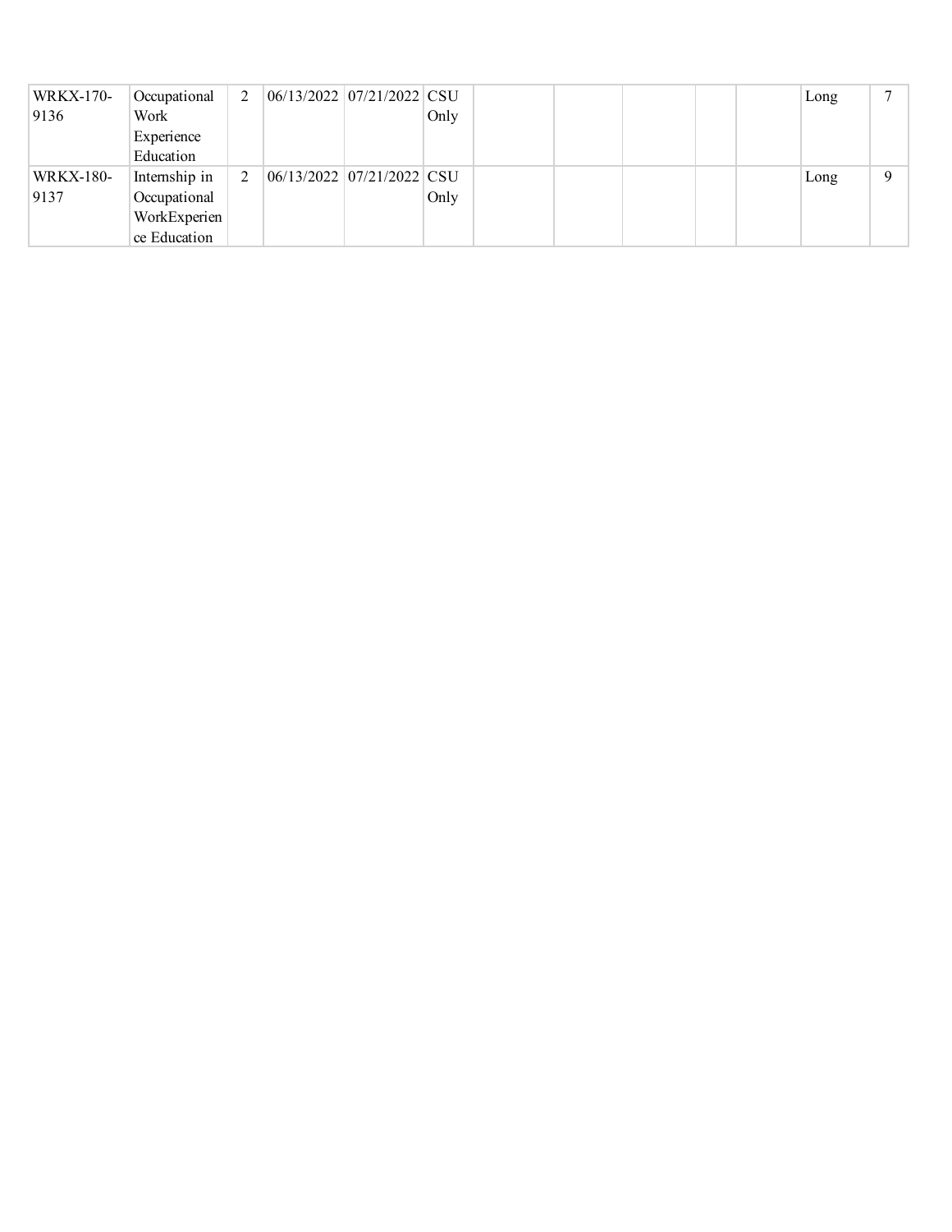| | | | | | | | | | | | | |
|---|---|---|---|---|---|---|---|---|---|---|---|---|
| WRKX-170-9136 | Occupational Work Experience Education | 2 | 06/13/2022 | 07/21/2022 | CSU Only | | | | | | Long | 7 |
| WRKX-180-9137 | Internship in Occupational WorkExperience Education | 2 | 06/13/2022 | 07/21/2022 | CSU Only | | | | | | Long | 9 |